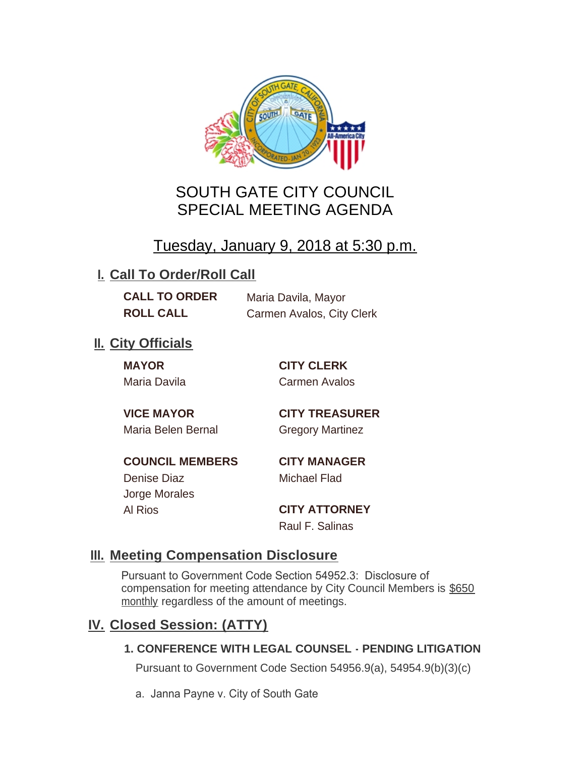# SOUTH GATE CITY COUNCIL
# SPECIAL MEETING AGENDA

## Tuesday, January 9, 2018 at 5:30 p.m.

## I. Call To Order/Roll Call

**CALL TO ORDER** Maria Davila, Mayor

**ROLL CALL** Carmen Avalos, City Clerk

## II. City Officials

**MAYOR**
Maria Davila

**VICE MAYOR**
Maria Belen Bernal

**COUNCIL MEMBERS**
Denise Diaz
Jorge Morales
Al Rios

**CITY CLERK**
Carmen Avalos

**CITY TREASURER**
Gregory Martinez

**CITY MANAGER**
Michael Flad

**CITY ATTORNEY**
Raul F. Salinas

## III. Meeting Compensation Disclosure

Pursuant to Government Code Section 54952.3: Disclosure of compensation for meeting attendance by City Council Members is $650 monthly regardless of the amount of meetings.

## IV. Closed Session: (ATTY)

### 1. CONFERENCE WITH LEGAL COUNSEL - PENDING LITIGATION

Pursuant to Government Code Section 54956.9(a), 54954.9(b)(3)(c)

a. Janna Payne v. City of South Gate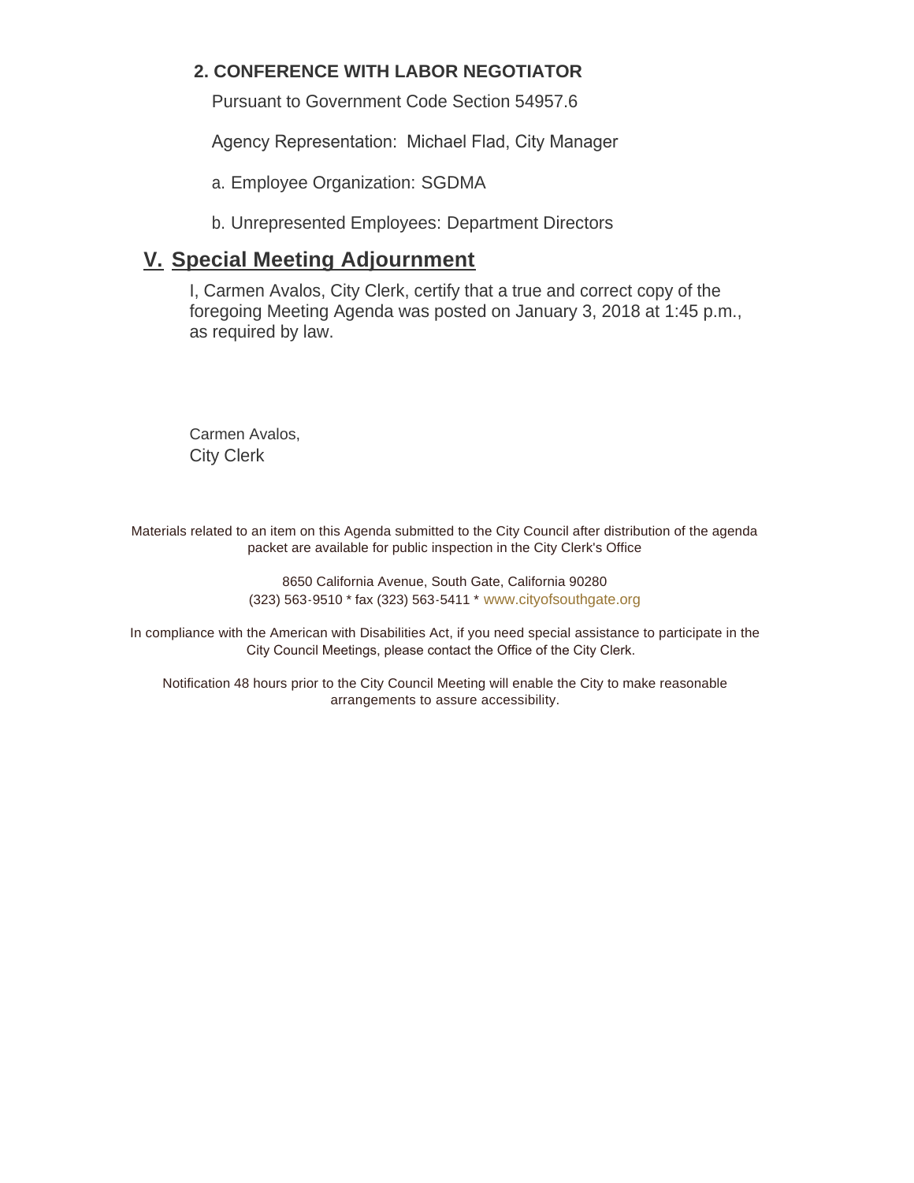**2. CONFERENCE WITH LABOR NEGOTIATOR**

Pursuant to Government Code Section 54957.6

Agency Representation: Michael Flad, City Manager

a. Employee Organization: SGDMA

b. Unrepresented Employees: Department Directors

## V. Special Meeting Adjournment

I, Carmen Avalos, City Clerk, certify that a true and correct copy of the foregoing Meeting Agenda was posted on January 3, 2018 at 1:45 p.m., as required by law.

Carmen Avalos,
City Clerk

Materials related to an item on this Agenda submitted to the City Council after distribution of the agenda packet are available for public inspection in the City Clerk's Office

8650 California Avenue, South Gate, California 90280
(323) 563-9510 * fax (323) 563-5411 * www.cityofsouthgate.org

In compliance with the American with Disabilities Act, if you need special assistance to participate in the City Council Meetings, please contact the Office of the City Clerk.

Notification 48 hours prior to the City Council Meeting will enable the City to make reasonable arrangements to assure accessibility.